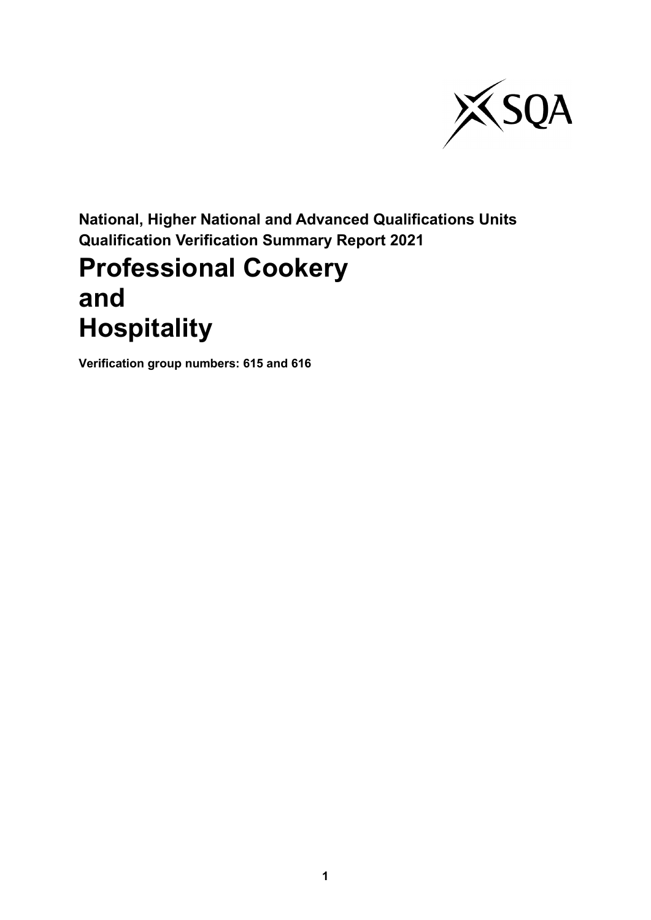**National, Higher National and Advanced Qualifications Units**
**Qualification Verification Summary Report 2021**

# Professional Cookery and Hospitality

**Verification group numbers: 615 and 616**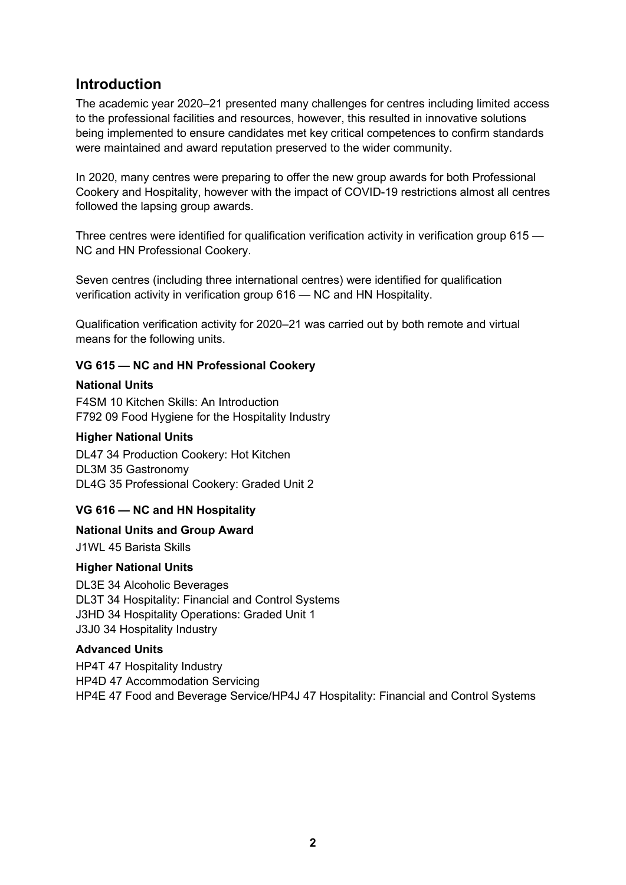## Introduction

The academic year 2020–21 presented many challenges for centres including limited access to the professional facilities and resources, however, this resulted in innovative solutions being implemented to ensure candidates met key critical competences to confirm standards were maintained and award reputation preserved to the wider community.

In 2020, many centres were preparing to offer the new group awards for both Professional Cookery and Hospitality, however with the impact of COVID-19 restrictions almost all centres followed the lapsing group awards.

Three centres were identified for qualification verification activity in verification group 615 — NC and HN Professional Cookery.

Seven centres (including three international centres) were identified for qualification verification activity in verification group 616 — NC and HN Hospitality.

Qualification verification activity for 2020–21 was carried out by both remote and virtual means for the following units.

### VG 615 — NC and HN Professional Cookery

**National Units**

F4SM 10 Kitchen Skills: An Introduction
F792 09 Food Hygiene for the Hospitality Industry

**Higher National Units**

DL47 34 Production Cookery: Hot Kitchen
DL3M 35 Gastronomy
DL4G 35 Professional Cookery: Graded Unit 2

### VG 616 — NC and HN Hospitality

**National Units and Group Award**

J1WL 45 Barista Skills

**Higher National Units**

DL3E 34 Alcoholic Beverages
DL3T 34 Hospitality: Financial and Control Systems
J3HD 34 Hospitality Operations: Graded Unit 1
J3J0 34 Hospitality Industry

**Advanced Units**

HP4T 47 Hospitality Industry
HP4D 47 Accommodation Servicing
HP4E 47 Food and Beverage Service/HP4J 47 Hospitality: Financial and Control Systems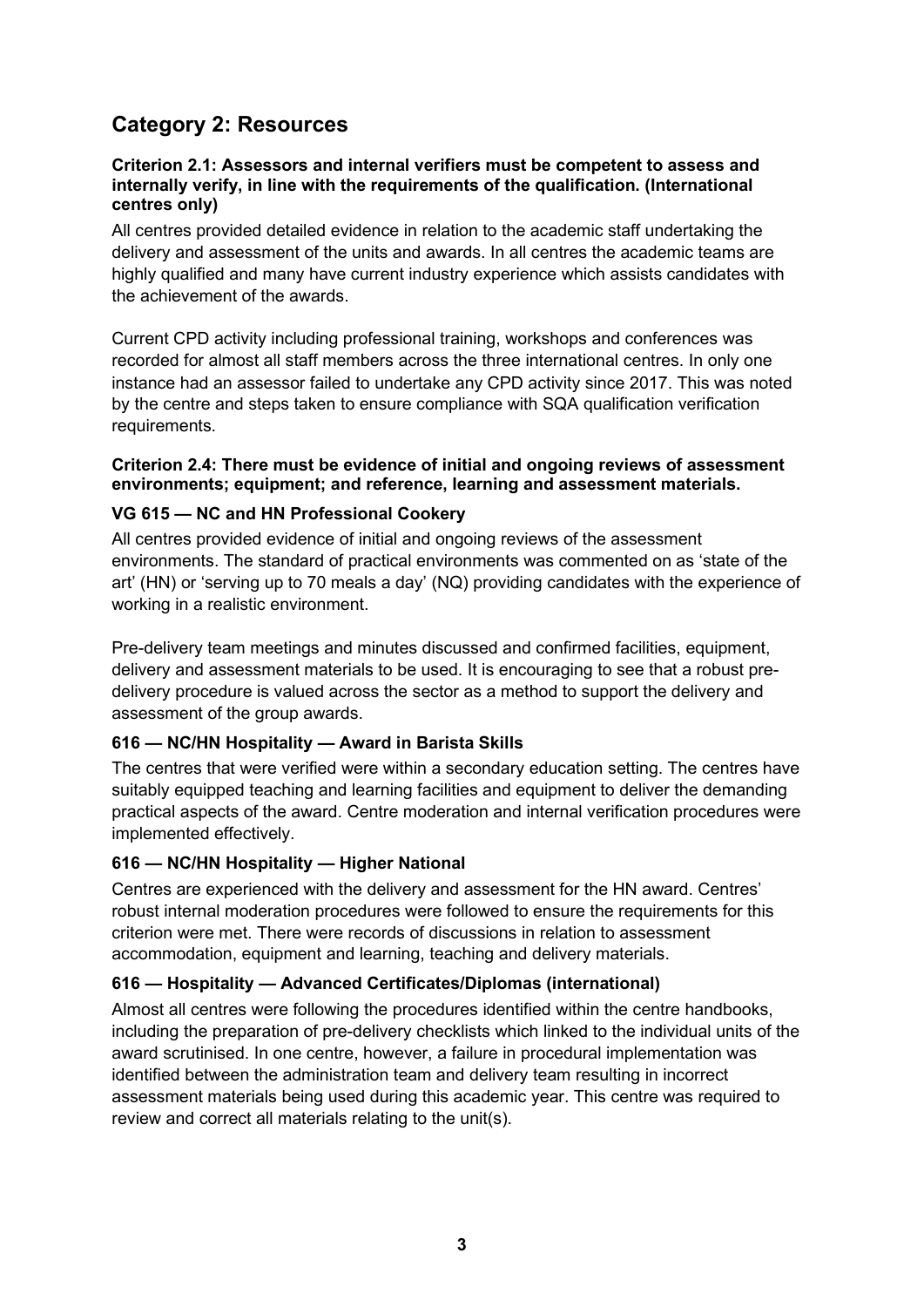## Category 2: Resources

**Criterion 2.1: Assessors and internal verifiers must be competent to assess and internally verify, in line with the requirements of the qualification. (International centres only)**

All centres provided detailed evidence in relation to the academic staff undertaking the delivery and assessment of the units and awards. In all centres the academic teams are highly qualified and many have current industry experience which assists candidates with the achievement of the awards.

Current CPD activity including professional training, workshops and conferences was recorded for almost all staff members across the three international centres. In only one instance had an assessor failed to undertake any CPD activity since 2017. This was noted by the centre and steps taken to ensure compliance with SQA qualification verification requirements.

**Criterion 2.4: There must be evidence of initial and ongoing reviews of assessment environments; equipment; and reference, learning and assessment materials.**

### VG 615 — NC and HN Professional Cookery

All centres provided evidence of initial and ongoing reviews of the assessment environments. The standard of practical environments was commented on as 'state of the art' (HN) or 'serving up to 70 meals a day' (NQ) providing candidates with the experience of working in a realistic environment.

Pre-delivery team meetings and minutes discussed and confirmed facilities, equipment, delivery and assessment materials to be used. It is encouraging to see that a robust pre-delivery procedure is valued across the sector as a method to support the delivery and assessment of the group awards.

### 616 — NC/HN Hospitality — Award in Barista Skills

The centres that were verified were within a secondary education setting. The centres have suitably equipped teaching and learning facilities and equipment to deliver the demanding practical aspects of the award. Centre moderation and internal verification procedures were implemented effectively.

### 616 — NC/HN Hospitality — Higher National

Centres are experienced with the delivery and assessment for the HN award. Centres' robust internal moderation procedures were followed to ensure the requirements for this criterion were met. There were records of discussions in relation to assessment accommodation, equipment and learning, teaching and delivery materials.

### 616 — Hospitality — Advanced Certificates/Diplomas (international)

Almost all centres were following the procedures identified within the centre handbooks, including the preparation of pre-delivery checklists which linked to the individual units of the award scrutinised. In one centre, however, a failure in procedural implementation was identified between the administration team and delivery team resulting in incorrect assessment materials being used during this academic year. This centre was required to review and correct all materials relating to the unit(s).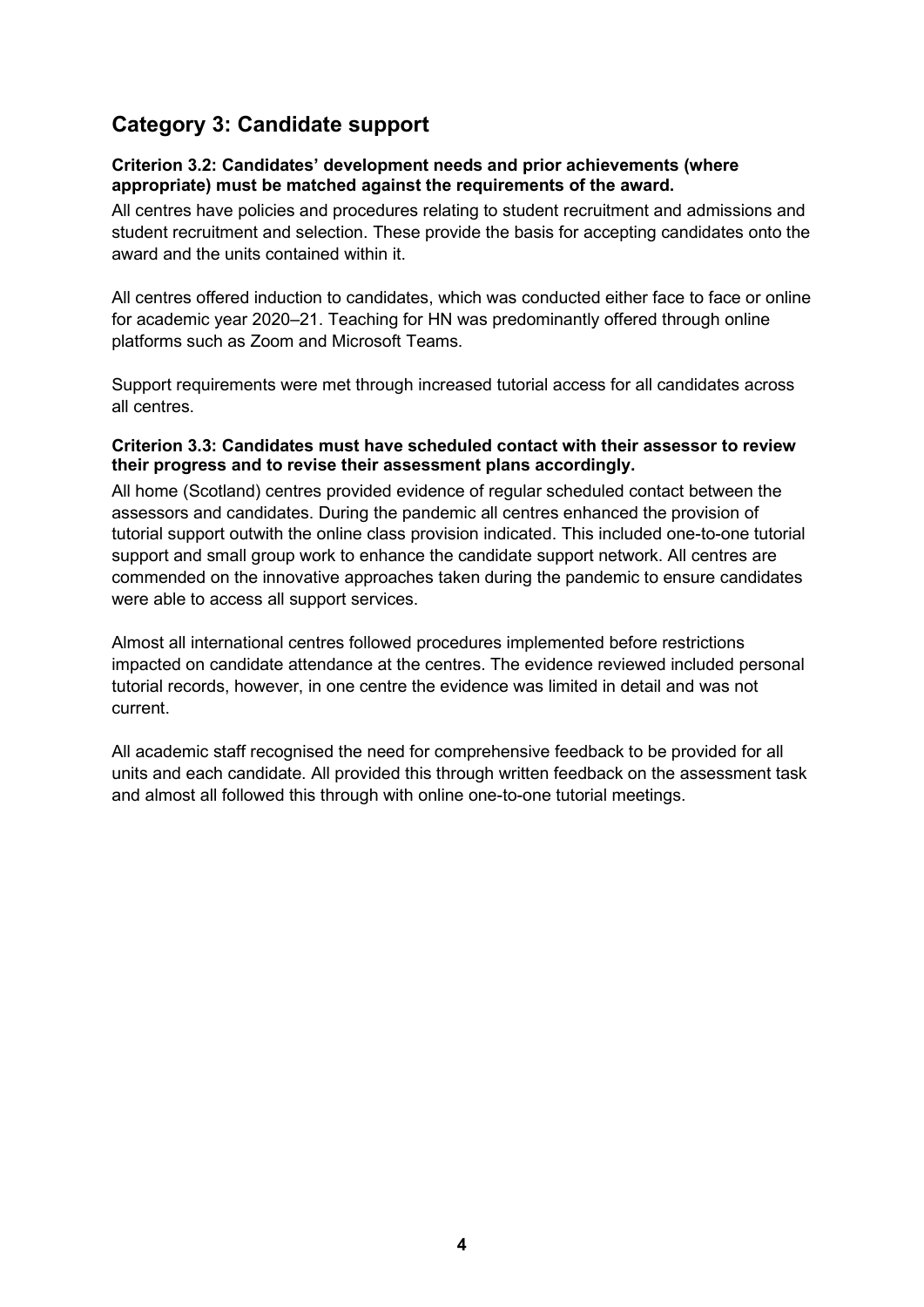## Category 3: Candidate support

**Criterion 3.2: Candidates' development needs and prior achievements (where appropriate) must be matched against the requirements of the award.**

All centres have policies and procedures relating to student recruitment and admissions and student recruitment and selection. These provide the basis for accepting candidates onto the award and the units contained within it.

All centres offered induction to candidates, which was conducted either face to face or online for academic year 2020–21. Teaching for HN was predominantly offered through online platforms such as Zoom and Microsoft Teams.

Support requirements were met through increased tutorial access for all candidates across all centres.

**Criterion 3.3: Candidates must have scheduled contact with their assessor to review their progress and to revise their assessment plans accordingly.**

All home (Scotland) centres provided evidence of regular scheduled contact between the assessors and candidates. During the pandemic all centres enhanced the provision of tutorial support outwith the online class provision indicated. This included one-to-one tutorial support and small group work to enhance the candidate support network. All centres are commended on the innovative approaches taken during the pandemic to ensure candidates were able to access all support services.

Almost all international centres followed procedures implemented before restrictions impacted on candidate attendance at the centres. The evidence reviewed included personal tutorial records, however, in one centre the evidence was limited in detail and was not current.

All academic staff recognised the need for comprehensive feedback to be provided for all units and each candidate. All provided this through written feedback on the assessment task and almost all followed this through with online one-to-one tutorial meetings.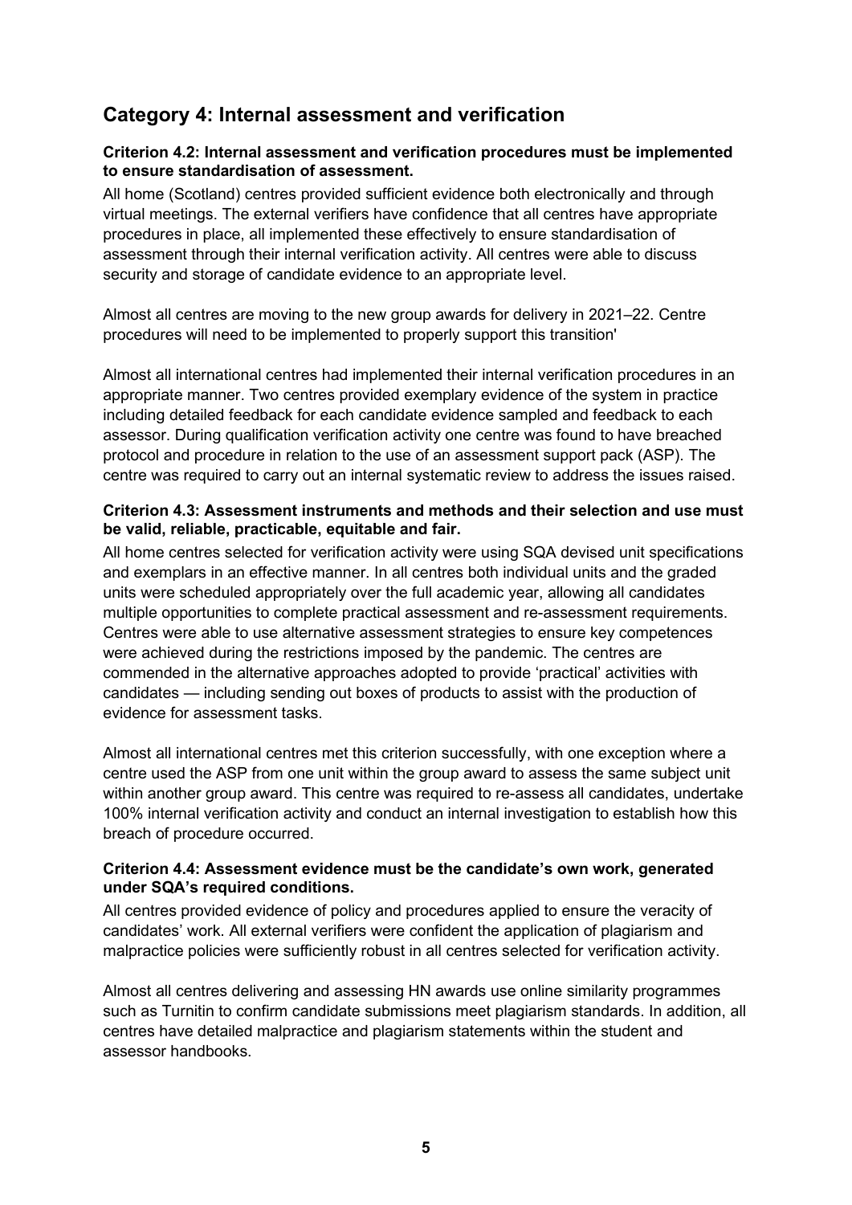## Category 4: Internal assessment and verification

**Criterion 4.2: Internal assessment and verification procedures must be implemented to ensure standardisation of assessment.**

All home (Scotland) centres provided sufficient evidence both electronically and through virtual meetings. The external verifiers have confidence that all centres have appropriate procedures in place, all implemented these effectively to ensure standardisation of assessment through their internal verification activity. All centres were able to discuss security and storage of candidate evidence to an appropriate level.

Almost all centres are moving to the new group awards for delivery in 2021–22. Centre procedures will need to be implemented to properly support this transition'

Almost all international centres had implemented their internal verification procedures in an appropriate manner. Two centres provided exemplary evidence of the system in practice including detailed feedback for each candidate evidence sampled and feedback to each assessor. During qualification verification activity one centre was found to have breached protocol and procedure in relation to the use of an assessment support pack (ASP). The centre was required to carry out an internal systematic review to address the issues raised.

**Criterion 4.3: Assessment instruments and methods and their selection and use must be valid, reliable, practicable, equitable and fair.**

All home centres selected for verification activity were using SQA devised unit specifications and exemplars in an effective manner. In all centres both individual units and the graded units were scheduled appropriately over the full academic year, allowing all candidates multiple opportunities to complete practical assessment and re-assessment requirements. Centres were able to use alternative assessment strategies to ensure key competences were achieved during the restrictions imposed by the pandemic. The centres are commended in the alternative approaches adopted to provide 'practical' activities with candidates — including sending out boxes of products to assist with the production of evidence for assessment tasks.

Almost all international centres met this criterion successfully, with one exception where a centre used the ASP from one unit within the group award to assess the same subject unit within another group award. This centre was required to re-assess all candidates, undertake 100% internal verification activity and conduct an internal investigation to establish how this breach of procedure occurred.

**Criterion 4.4: Assessment evidence must be the candidate's own work, generated under SQA's required conditions.**

All centres provided evidence of policy and procedures applied to ensure the veracity of candidates' work. All external verifiers were confident the application of plagiarism and malpractice policies were sufficiently robust in all centres selected for verification activity.

Almost all centres delivering and assessing HN awards use online similarity programmes such as Turnitin to confirm candidate submissions meet plagiarism standards. In addition, all centres have detailed malpractice and plagiarism statements within the student and assessor handbooks.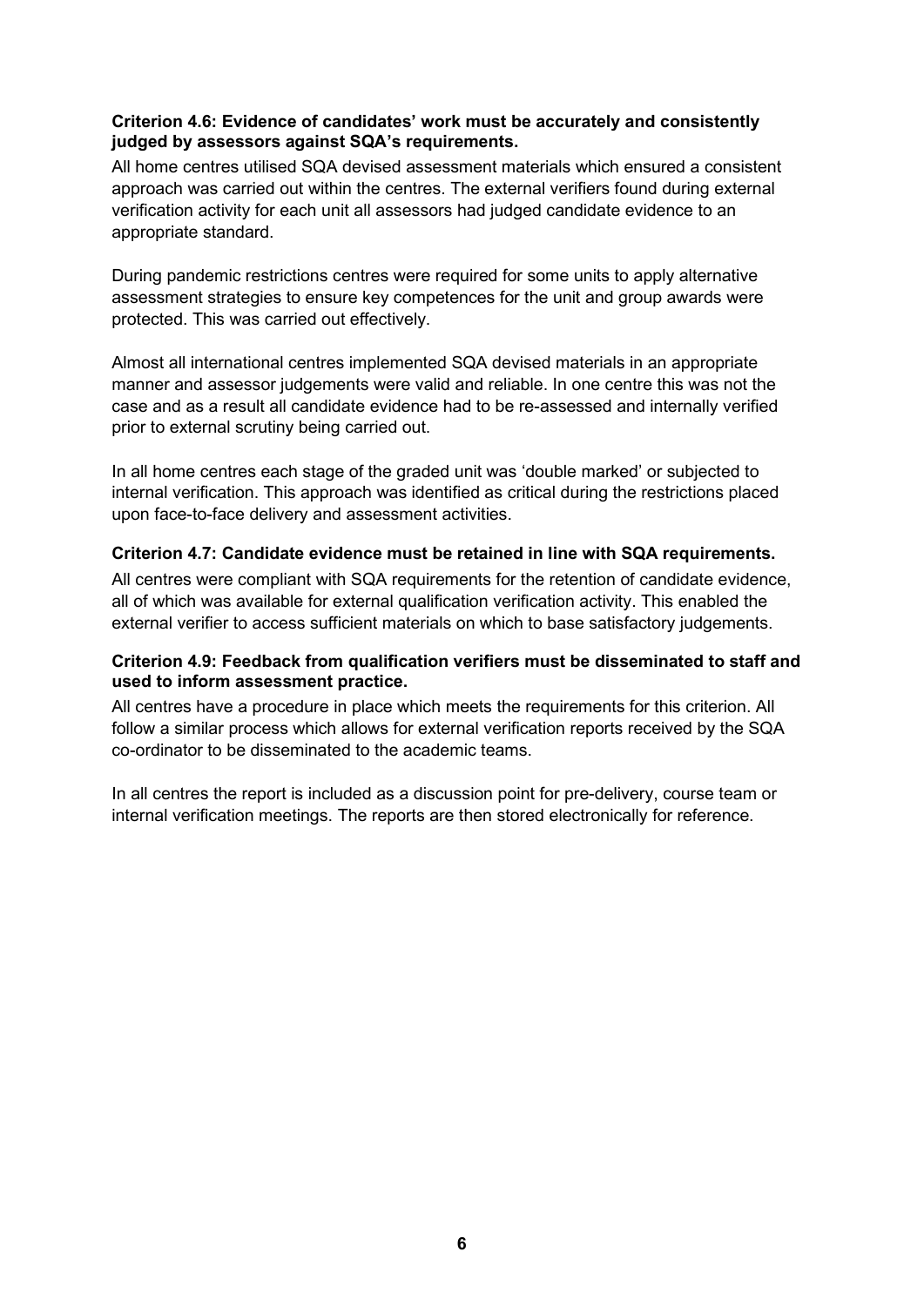**Criterion 4.6: Evidence of candidates' work must be accurately and consistently judged by assessors against SQA's requirements.**

All home centres utilised SQA devised assessment materials which ensured a consistent approach was carried out within the centres. The external verifiers found during external verification activity for each unit all assessors had judged candidate evidence to an appropriate standard.

During pandemic restrictions centres were required for some units to apply alternative assessment strategies to ensure key competences for the unit and group awards were protected. This was carried out effectively.

Almost all international centres implemented SQA devised materials in an appropriate manner and assessor judgements were valid and reliable. In one centre this was not the case and as a result all candidate evidence had to be re-assessed and internally verified prior to external scrutiny being carried out.

In all home centres each stage of the graded unit was 'double marked' or subjected to internal verification. This approach was identified as critical during the restrictions placed upon face-to-face delivery and assessment activities.

**Criterion 4.7: Candidate evidence must be retained in line with SQA requirements.**

All centres were compliant with SQA requirements for the retention of candidate evidence, all of which was available for external qualification verification activity. This enabled the external verifier to access sufficient materials on which to base satisfactory judgements.

**Criterion 4.9: Feedback from qualification verifiers must be disseminated to staff and used to inform assessment practice.**

All centres have a procedure in place which meets the requirements for this criterion. All follow a similar process which allows for external verification reports received by the SQA co-ordinator to be disseminated to the academic teams.

In all centres the report is included as a discussion point for pre-delivery, course team or internal verification meetings. The reports are then stored electronically for reference.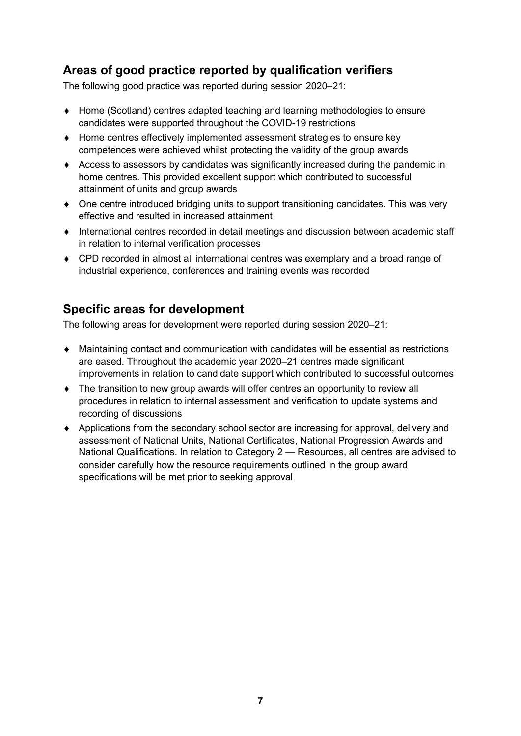## Areas of good practice reported by qualification verifiers

The following good practice was reported during session 2020–21:

- Home (Scotland) centres adapted teaching and learning methodologies to ensure candidates were supported throughout the COVID-19 restrictions
- Home centres effectively implemented assessment strategies to ensure key competences were achieved whilst protecting the validity of the group awards
- Access to assessors by candidates was significantly increased during the pandemic in home centres. This provided excellent support which contributed to successful attainment of units and group awards
- One centre introduced bridging units to support transitioning candidates. This was very effective and resulted in increased attainment
- International centres recorded in detail meetings and discussion between academic staff in relation to internal verification processes
- CPD recorded in almost all international centres was exemplary and a broad range of industrial experience, conferences and training events was recorded

## Specific areas for development

The following areas for development were reported during session 2020–21:

- Maintaining contact and communication with candidates will be essential as restrictions are eased. Throughout the academic year 2020–21 centres made significant improvements in relation to candidate support which contributed to successful outcomes
- The transition to new group awards will offer centres an opportunity to review all procedures in relation to internal assessment and verification to update systems and recording of discussions
- Applications from the secondary school sector are increasing for approval, delivery and assessment of National Units, National Certificates, National Progression Awards and National Qualifications. In relation to Category 2 — Resources, all centres are advised to consider carefully how the resource requirements outlined in the group award specifications will be met prior to seeking approval